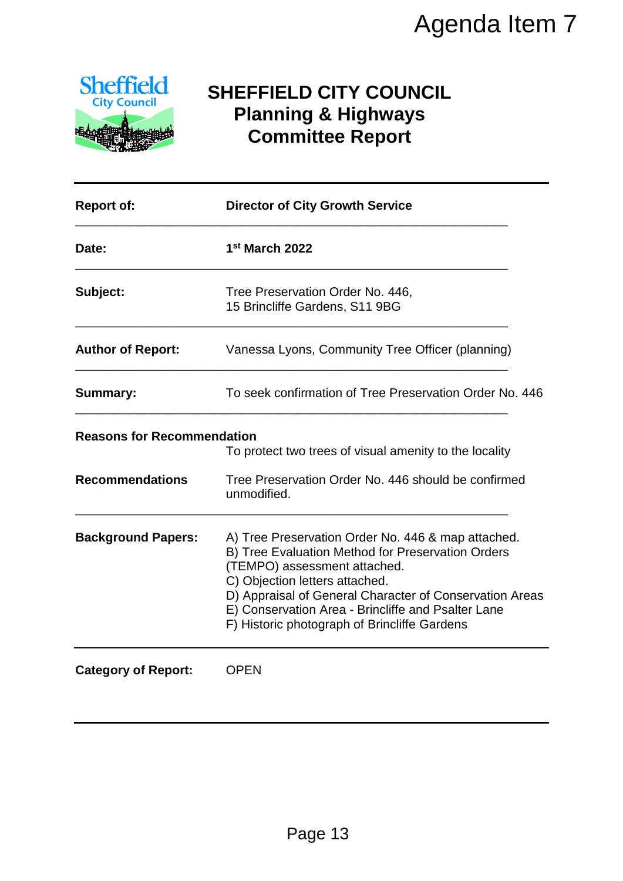Agenda Item 7

# SHEFFIELD CITY COUNCIL
## Planning & Highways Committee Report

| | |
|---|---|
| **Report of:** | **Director of City Growth Service** |
| **Date:** | **1st March 2022** |
| **Subject:** | Tree Preservation Order No. 446, 15 Brincliffe Gardens, S11 9BG |
| **Author of Report:** | Vanessa Lyons, Community Tree Officer (planning) |
| **Summary:** | To seek confirmation of Tree Preservation Order No. 446 |

**Reasons for Recommendation**

To protect two trees of visual amenity to the locality

| | |
|---|---|
| **Recommendations** | Tree Preservation Order No. 446 should be confirmed unmodified. |
| **Background Papers:** | A) Tree Preservation Order No. 446 & map attached.<br>B) Tree Evaluation Method for Preservation Orders (TEMPO) assessment attached.<br>C) Objection letters attached.<br>D) Appraisal of General Character of Conservation Areas<br>E) Conservation Area - Brincliffe and Psalter Lane<br>F) Historic photograph of Brincliffe Gardens |
| **Category of Report:** | OPEN |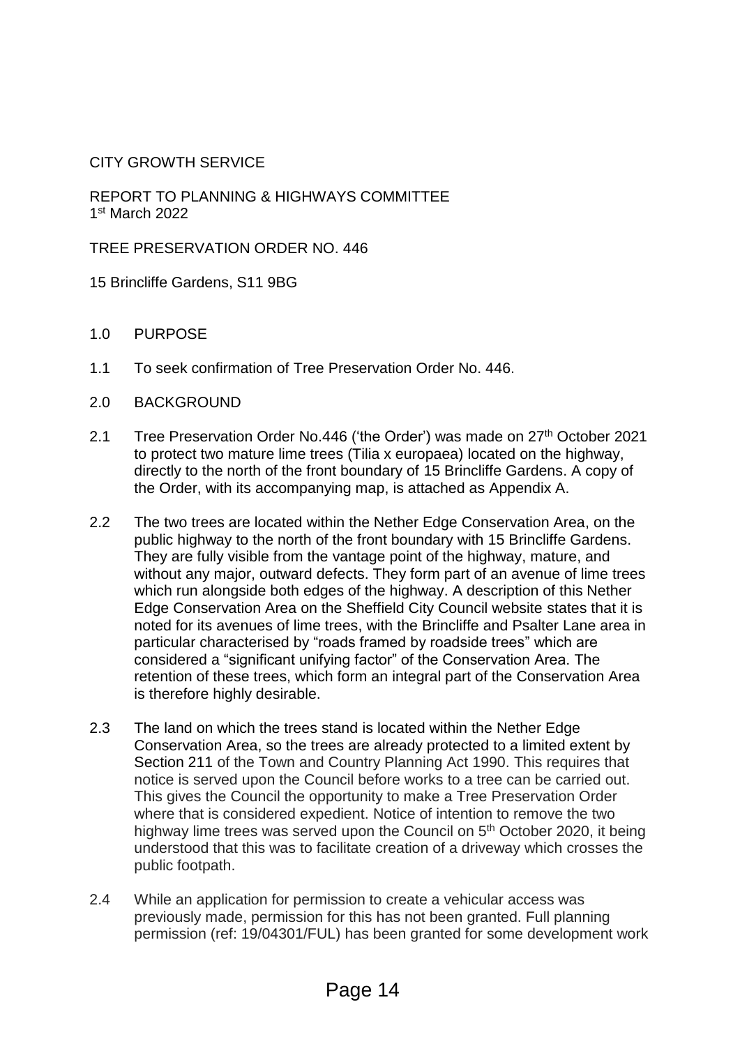CITY GROWTH SERVICE

REPORT TO PLANNING & HIGHWAYS COMMITTEE
1st March 2022

TREE PRESERVATION ORDER NO. 446

15 Brincliffe Gardens, S11 9BG

1.0 PURPOSE

1.1 To seek confirmation of Tree Preservation Order No. 446.

2.0 BACKGROUND

2.1 Tree Preservation Order No.446 ('the Order') was made on 27th October 2021 to protect two mature lime trees (Tilia x europaea) located on the highway, directly to the north of the front boundary of 15 Brincliffe Gardens. A copy of the Order, with its accompanying map, is attached as Appendix A.

2.2 The two trees are located within the Nether Edge Conservation Area, on the public highway to the north of the front boundary with 15 Brincliffe Gardens. They are fully visible from the vantage point of the highway, mature, and without any major, outward defects. They form part of an avenue of lime trees which run alongside both edges of the highway. A description of this Nether Edge Conservation Area on the Sheffield City Council website states that it is noted for its avenues of lime trees, with the Brincliffe and Psalter Lane area in particular characterised by "roads framed by roadside trees" which are considered a "significant unifying factor" of the Conservation Area. The retention of these trees, which form an integral part of the Conservation Area is therefore highly desirable.

2.3 The land on which the trees stand is located within the Nether Edge Conservation Area, so the trees are already protected to a limited extent by Section 211 of the Town and Country Planning Act 1990. This requires that notice is served upon the Council before works to a tree can be carried out. This gives the Council the opportunity to make a Tree Preservation Order where that is considered expedient. Notice of intention to remove the two highway lime trees was served upon the Council on 5th October 2020, it being understood that this was to facilitate creation of a driveway which crosses the public footpath.

2.4 While an application for permission to create a vehicular access was previously made, permission for this has not been granted. Full planning permission (ref: 19/04301/FUL) has been granted for some development work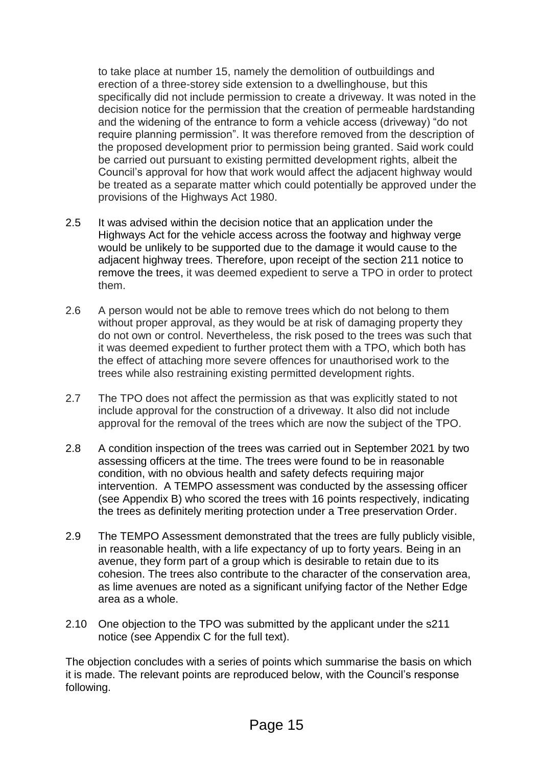to take place at number 15, namely the demolition of outbuildings and erection of a three-storey side extension to a dwellinghouse, but this specifically did not include permission to create a driveway. It was noted in the decision notice for the permission that the creation of permeable hardstanding and the widening of the entrance to form a vehicle access (driveway) "do not require planning permission". It was therefore removed from the description of the proposed development prior to permission being granted. Said work could be carried out pursuant to existing permitted development rights, albeit the Council's approval for how that work would affect the adjacent highway would be treated as a separate matter which could potentially be approved under the provisions of the Highways Act 1980.

2.5 It was advised within the decision notice that an application under the Highways Act for the vehicle access across the footway and highway verge would be unlikely to be supported due to the damage it would cause to the adjacent highway trees. Therefore, upon receipt of the section 211 notice to remove the trees, it was deemed expedient to serve a TPO in order to protect them.

2.6 A person would not be able to remove trees which do not belong to them without proper approval, as they would be at risk of damaging property they do not own or control. Nevertheless, the risk posed to the trees was such that it was deemed expedient to further protect them with a TPO, which both has the effect of attaching more severe offences for unauthorised work to the trees while also restraining existing permitted development rights.

2.7 The TPO does not affect the permission as that was explicitly stated to not include approval for the construction of a driveway. It also did not include approval for the removal of the trees which are now the subject of the TPO.

2.8 A condition inspection of the trees was carried out in September 2021 by two assessing officers at the time. The trees were found to be in reasonable condition, with no obvious health and safety defects requiring major intervention. A TEMPO assessment was conducted by the assessing officer (see Appendix B) who scored the trees with 16 points respectively, indicating the trees as definitely meriting protection under a Tree preservation Order.

2.9 The TEMPO Assessment demonstrated that the trees are fully publicly visible, in reasonable health, with a life expectancy of up to forty years. Being in an avenue, they form part of a group which is desirable to retain due to its cohesion. The trees also contribute to the character of the conservation area, as lime avenues are noted as a significant unifying factor of the Nether Edge area as a whole.

2.10 One objection to the TPO was submitted by the applicant under the s211 notice (see Appendix C for the full text).

The objection concludes with a series of points which summarise the basis on which it is made. The relevant points are reproduced below, with the Council's response following.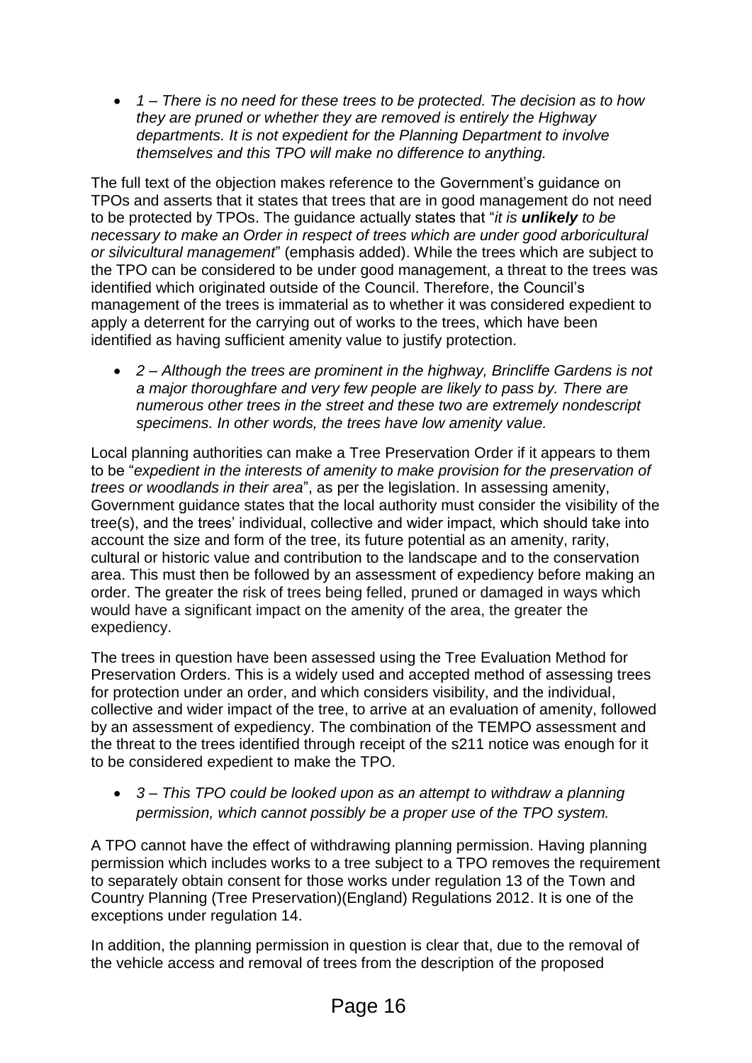- *1 – There is no need for these trees to be protected. The decision as to how they are pruned or whether they are removed is entirely the Highway departments. It is not expedient for the Planning Department to involve themselves and this TPO will make no difference to anything.*

The full text of the objection makes reference to the Government's guidance on TPOs and asserts that it states that trees that are in good management do not need to be protected by TPOs. The guidance actually states that "*it is **unlikely** to be necessary to make an Order in respect of trees which are under good arboricultural or silvicultural management*" (emphasis added). While the trees which are subject to the TPO can be considered to be under good management, a threat to the trees was identified which originated outside of the Council. Therefore, the Council's management of the trees is immaterial as to whether it was considered expedient to apply a deterrent for the carrying out of works to the trees, which have been identified as having sufficient amenity value to justify protection.

- *2 – Although the trees are prominent in the highway, Brincliffe Gardens is not a major thoroughfare and very few people are likely to pass by. There are numerous other trees in the street and these two are extremely nondescript specimens. In other words, the trees have low amenity value.*

Local planning authorities can make a Tree Preservation Order if it appears to them to be "*expedient in the interests of amenity to make provision for the preservation of trees or woodlands in their area*", as per the legislation. In assessing amenity, Government guidance states that the local authority must consider the visibility of the tree(s), and the trees' individual, collective and wider impact, which should take into account the size and form of the tree, its future potential as an amenity, rarity, cultural or historic value and contribution to the landscape and to the conservation area. This must then be followed by an assessment of expediency before making an order. The greater the risk of trees being felled, pruned or damaged in ways which would have a significant impact on the amenity of the area, the greater the expediency.

The trees in question have been assessed using the Tree Evaluation Method for Preservation Orders. This is a widely used and accepted method of assessing trees for protection under an order, and which considers visibility, and the individual, collective and wider impact of the tree, to arrive at an evaluation of amenity, followed by an assessment of expediency. The combination of the TEMPO assessment and the threat to the trees identified through receipt of the s211 notice was enough for it to be considered expedient to make the TPO.

- *3 – This TPO could be looked upon as an attempt to withdraw a planning permission, which cannot possibly be a proper use of the TPO system.*

A TPO cannot have the effect of withdrawing planning permission. Having planning permission which includes works to a tree subject to a TPO removes the requirement to separately obtain consent for those works under regulation 13 of the Town and Country Planning (Tree Preservation)(England) Regulations 2012. It is one of the exceptions under regulation 14.

In addition, the planning permission in question is clear that, due to the removal of the vehicle access and removal of trees from the description of the proposed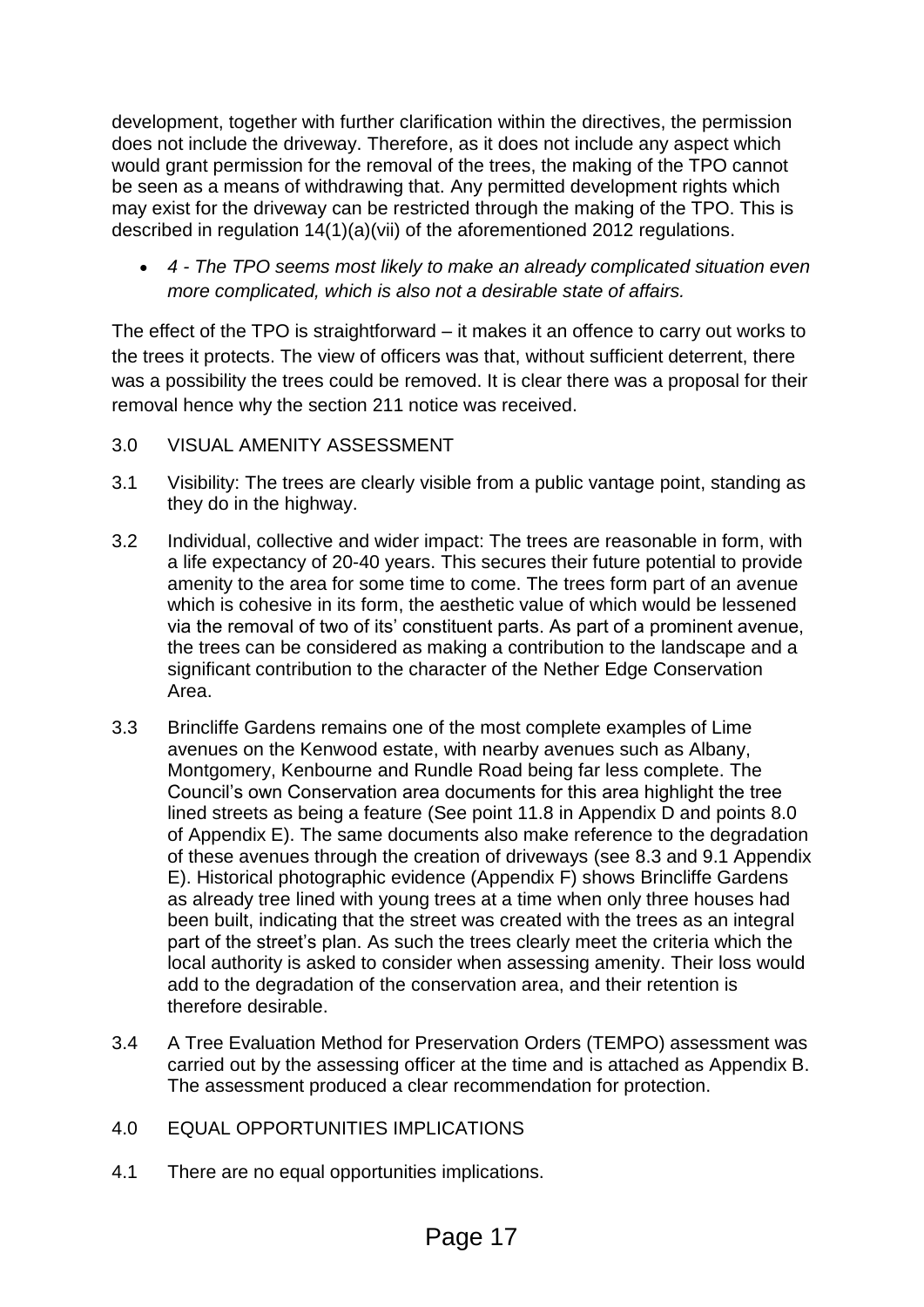development, together with further clarification within the directives, the permission does not include the driveway. Therefore, as it does not include any aspect which would grant permission for the removal of the trees, the making of the TPO cannot be seen as a means of withdrawing that. Any permitted development rights which may exist for the driveway can be restricted through the making of the TPO. This is described in regulation 14(1)(a)(vii) of the aforementioned 2012 regulations.

- *4 - The TPO seems most likely to make an already complicated situation even more complicated, which is also not a desirable state of affairs.*

The effect of the TPO is straightforward – it makes it an offence to carry out works to the trees it protects. The view of officers was that, without sufficient deterrent, there was a possibility the trees could be removed. It is clear there was a proposal for their removal hence why the section 211 notice was received.

## 3.0 VISUAL AMENITY ASSESSMENT

3.1 Visibility: The trees are clearly visible from a public vantage point, standing as they do in the highway.

3.2 Individual, collective and wider impact: The trees are reasonable in form, with a life expectancy of 20-40 years. This secures their future potential to provide amenity to the area for some time to come. The trees form part of an avenue which is cohesive in its form, the aesthetic value of which would be lessened via the removal of two of its' constituent parts. As part of a prominent avenue, the trees can be considered as making a contribution to the landscape and a significant contribution to the character of the Nether Edge Conservation Area.

3.3 Brincliffe Gardens remains one of the most complete examples of Lime avenues on the Kenwood estate, with nearby avenues such as Albany, Montgomery, Kenbourne and Rundle Road being far less complete. The Council's own Conservation area documents for this area highlight the tree lined streets as being a feature (See point 11.8 in Appendix D and points 8.0 of Appendix E). The same documents also make reference to the degradation of these avenues through the creation of driveways (see 8.3 and 9.1 Appendix E). Historical photographic evidence (Appendix F) shows Brincliffe Gardens as already tree lined with young trees at a time when only three houses had been built, indicating that the street was created with the trees as an integral part of the street's plan. As such the trees clearly meet the criteria which the local authority is asked to consider when assessing amenity. Their loss would add to the degradation of the conservation area, and their retention is therefore desirable.

3.4 A Tree Evaluation Method for Preservation Orders (TEMPO) assessment was carried out by the assessing officer at the time and is attached as Appendix B. The assessment produced a clear recommendation for protection.

## 4.0 EQUAL OPPORTUNITIES IMPLICATIONS

4.1 There are no equal opportunities implications.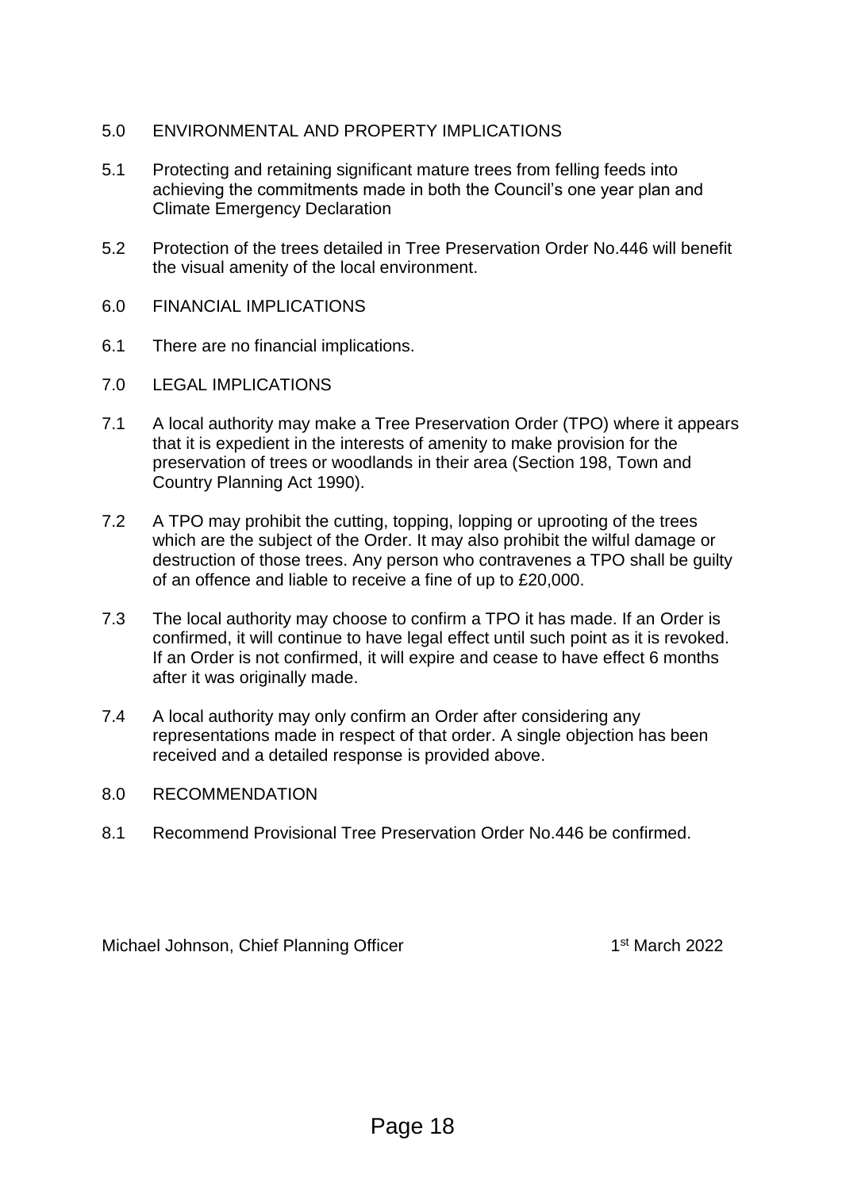## 5.0 ENVIRONMENTAL AND PROPERTY IMPLICATIONS

5.1 Protecting and retaining significant mature trees from felling feeds into achieving the commitments made in both the Council's one year plan and Climate Emergency Declaration

5.2 Protection of the trees detailed in Tree Preservation Order No.446 will benefit the visual amenity of the local environment.

## 6.0 FINANCIAL IMPLICATIONS

6.1 There are no financial implications.

## 7.0 LEGAL IMPLICATIONS

7.1 A local authority may make a Tree Preservation Order (TPO) where it appears that it is expedient in the interests of amenity to make provision for the preservation of trees or woodlands in their area (Section 198, Town and Country Planning Act 1990).

7.2 A TPO may prohibit the cutting, topping, lopping or uprooting of the trees which are the subject of the Order. It may also prohibit the wilful damage or destruction of those trees. Any person who contravenes a TPO shall be guilty of an offence and liable to receive a fine of up to £20,000.

7.3 The local authority may choose to confirm a TPO it has made. If an Order is confirmed, it will continue to have legal effect until such point as it is revoked. If an Order is not confirmed, it will expire and cease to have effect 6 months after it was originally made.

7.4 A local authority may only confirm an Order after considering any representations made in respect of that order. A single objection has been received and a detailed response is provided above.

## 8.0 RECOMMENDATION

8.1 Recommend Provisional Tree Preservation Order No.446 be confirmed.

Michael Johnson, Chief Planning Officer 1st March 2022